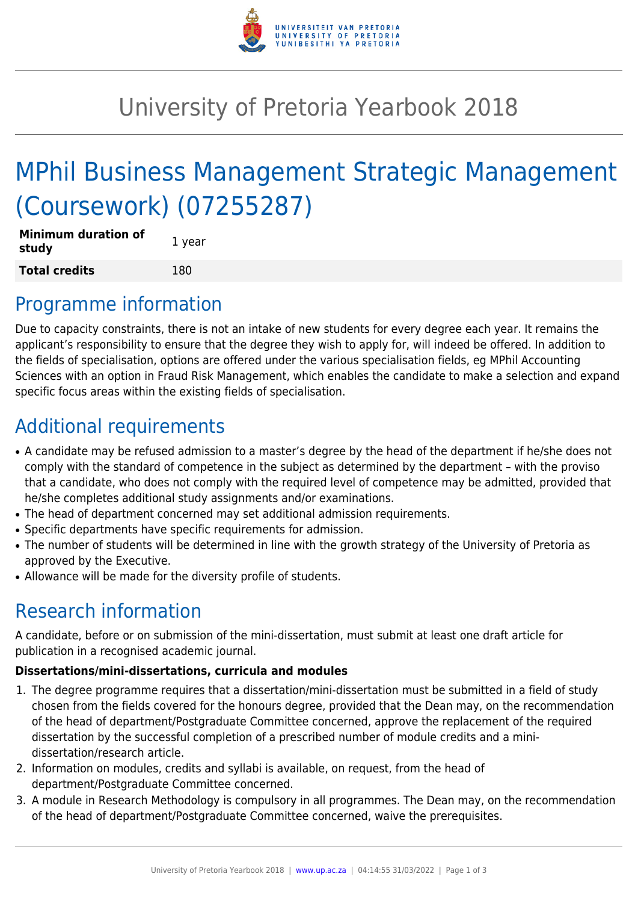# University of Pretoria Yearbook 2018

# MPhil Business Management Strategic Management (Coursework) (07255287)

| **Minimum duration of study** | 1 year |
| --- | --- |
| **Total credits** | 180 |

## Programme information

Due to capacity constraints, there is not an intake of new students for every degree each year. It remains the applicant's responsibility to ensure that the degree they wish to apply for, will indeed be offered. In addition to the fields of specialisation, options are offered under the various specialisation fields, eg MPhil Accounting Sciences with an option in Fraud Risk Management, which enables the candidate to make a selection and expand specific focus areas within the existing fields of specialisation.

## Additional requirements

- A candidate may be refused admission to a master's degree by the head of the department if he/she does not comply with the standard of competence in the subject as determined by the department – with the proviso that a candidate, who does not comply with the required level of competence may be admitted, provided that he/she completes additional study assignments and/or examinations.
- The head of department concerned may set additional admission requirements.
- Specific departments have specific requirements for admission.
- The number of students will be determined in line with the growth strategy of the University of Pretoria as approved by the Executive.
- Allowance will be made for the diversity profile of students.

## Research information

A candidate, before or on submission of the mini-dissertation, must submit at least one draft article for publication in a recognised academic journal.

**Dissertations/mini-dissertations, curricula and modules**

1. The degree programme requires that a dissertation/mini-dissertation must be submitted in a field of study chosen from the fields covered for the honours degree, provided that the Dean may, on the recommendation of the head of department/Postgraduate Committee concerned, approve the replacement of the required dissertation by the successful completion of a prescribed number of module credits and a mini-dissertation/research article.
2. Information on modules, credits and syllabi is available, on request, from the head of department/Postgraduate Committee concerned.
3. A module in Research Methodology is compulsory in all programmes. The Dean may, on the recommendation of the head of department/Postgraduate Committee concerned, waive the prerequisites.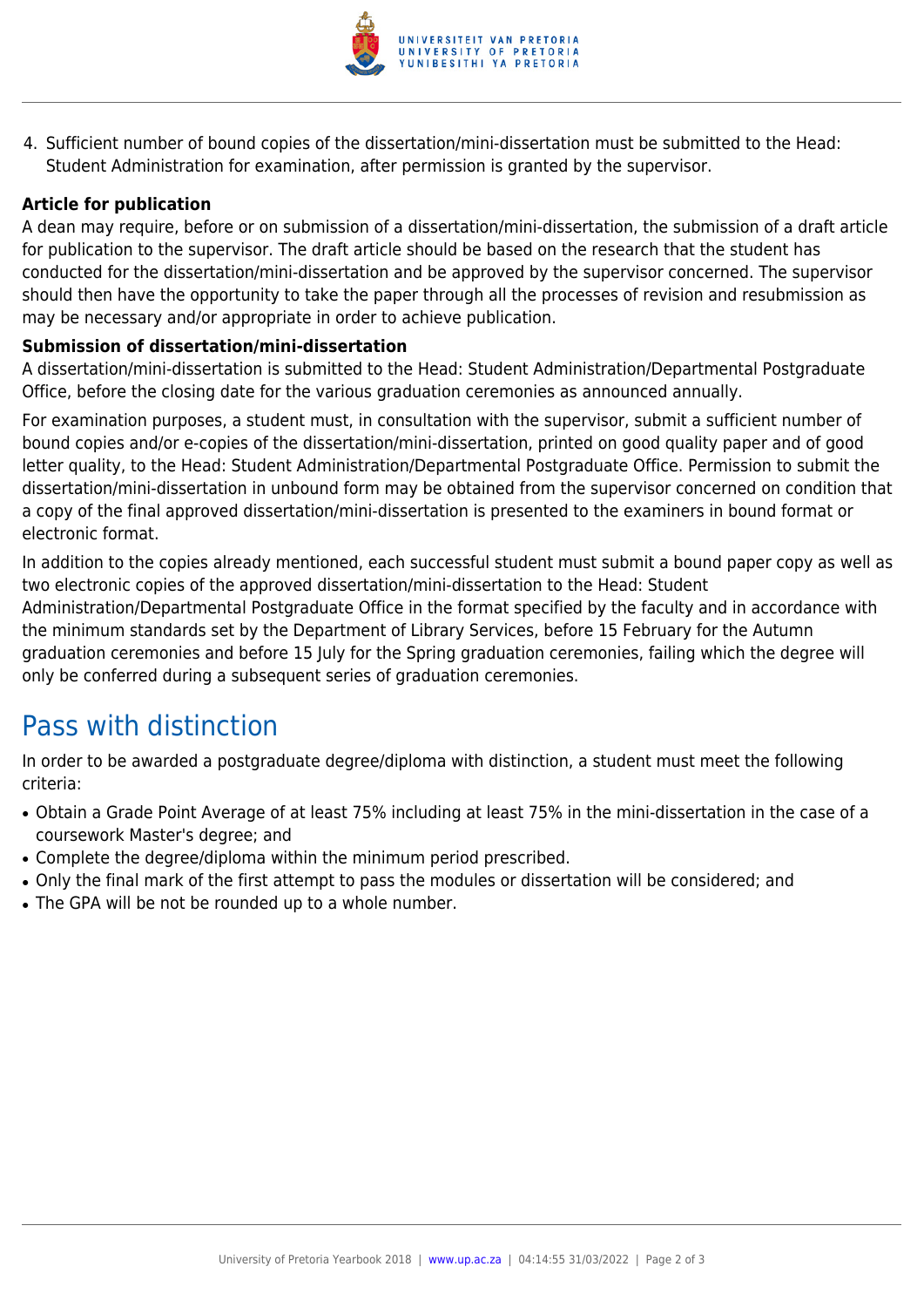4. Sufficient number of bound copies of the dissertation/mini-dissertation must be submitted to the Head: Student Administration for examination, after permission is granted by the supervisor.

**Article for publication**

A dean may require, before or on submission of a dissertation/mini-dissertation, the submission of a draft article for publication to the supervisor. The draft article should be based on the research that the student has conducted for the dissertation/mini-dissertation and be approved by the supervisor concerned. The supervisor should then have the opportunity to take the paper through all the processes of revision and resubmission as may be necessary and/or appropriate in order to achieve publication.

**Submission of dissertation/mini-dissertation**

A dissertation/mini-dissertation is submitted to the Head: Student Administration/Departmental Postgraduate Office, before the closing date for the various graduation ceremonies as announced annually.

For examination purposes, a student must, in consultation with the supervisor, submit a sufficient number of bound copies and/or e-copies of the dissertation/mini-dissertation, printed on good quality paper and of good letter quality, to the Head: Student Administration/Departmental Postgraduate Office. Permission to submit the dissertation/mini-dissertation in unbound form may be obtained from the supervisor concerned on condition that a copy of the final approved dissertation/mini-dissertation is presented to the examiners in bound format or electronic format.

In addition to the copies already mentioned, each successful student must submit a bound paper copy as well as two electronic copies of the approved dissertation/mini-dissertation to the Head: Student Administration/Departmental Postgraduate Office in the format specified by the faculty and in accordance with the minimum standards set by the Department of Library Services, before 15 February for the Autumn graduation ceremonies and before 15 July for the Spring graduation ceremonies, failing which the degree will only be conferred during a subsequent series of graduation ceremonies.

## Pass with distinction

In order to be awarded a postgraduate degree/diploma with distinction, a student must meet the following criteria:

- Obtain a Grade Point Average of at least 75% including at least 75% in the mini-dissertation in the case of a coursework Master's degree; and
- Complete the degree/diploma within the minimum period prescribed.
- Only the final mark of the first attempt to pass the modules or dissertation will be considered; and
- The GPA will be not be rounded up to a whole number.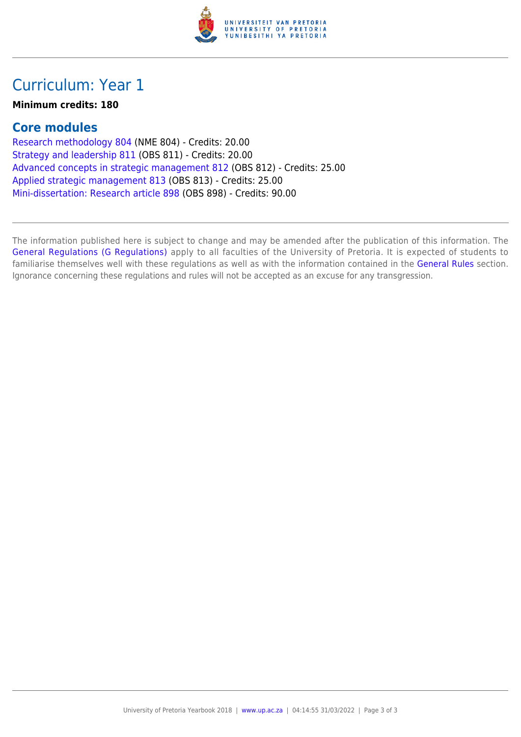# Curriculum: Year 1

**Minimum credits: 180**

## Core modules

Research methodology 804 (NME 804) - Credits: 20.00
Strategy and leadership 811 (OBS 811) - Credits: 20.00
Advanced concepts in strategic management 812 (OBS 812) - Credits: 25.00
Applied strategic management 813 (OBS 813) - Credits: 25.00
Mini-dissertation: Research article 898 (OBS 898) - Credits: 90.00

The information published here is subject to change and may be amended after the publication of this information. The General Regulations (G Regulations) apply to all faculties of the University of Pretoria. It is expected of students to familiarise themselves well with these regulations as well as with the information contained in the General Rules section. Ignorance concerning these regulations and rules will not be accepted as an excuse for any transgression.